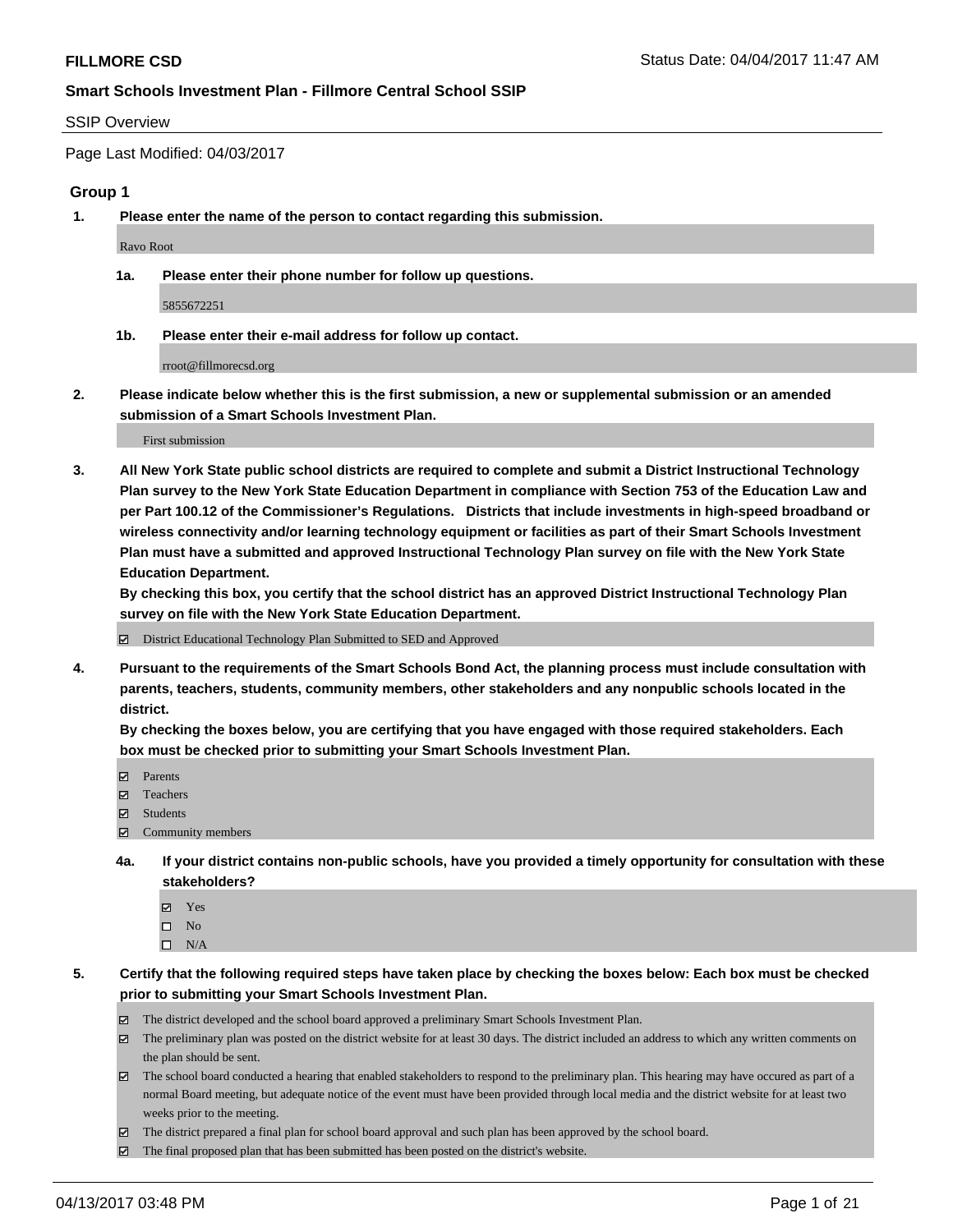**FILLMORE CSD** Status Date: 04/04/2017 11:47 AM

**Smart Schools Investment Plan - Fillmore Central School SSIP**

SSIP Overview

Page Last Modified: 04/03/2017

### Group 1

**1. Please enter the name of the person to contact regarding this submission.**

Ravo Root

**1a. Please enter their phone number for follow up questions.**

5855672251

**1b. Please enter their e-mail address for follow up contact.**

rroot@fillmorecsd.org

**2. Please indicate below whether this is the first submission, a new or supplemental submission or an amended submission of a Smart Schools Investment Plan.**

First submission

**3. All New York State public school districts are required to complete and submit a District Instructional Technology Plan survey to the New York State Education Department in compliance with Section 753 of the Education Law and per Part 100.12 of the Commissioner's Regulations. Districts that include investments in high-speed broadband or wireless connectivity and/or learning technology equipment or facilities as part of their Smart Schools Investment Plan must have a submitted and approved Instructional Technology Plan survey on file with the New York State Education Department.**
**By checking this box, you certify that the school district has an approved District Instructional Technology Plan survey on file with the New York State Education Department.**

☑ District Educational Technology Plan Submitted to SED and Approved

**4. Pursuant to the requirements of the Smart Schools Bond Act, the planning process must include consultation with parents, teachers, students, community members, other stakeholders and any nonpublic schools located in the district.**
**By checking the boxes below, you are certifying that you have engaged with those required stakeholders. Each box must be checked prior to submitting your Smart Schools Investment Plan.**

☑ Parents
☑ Teachers
☑ Students
☑ Community members

**4a. If your district contains non-public schools, have you provided a timely opportunity for consultation with these stakeholders?**

☑ Yes
☐ No
☐ N/A

**5. Certify that the following required steps have taken place by checking the boxes below: Each box must be checked prior to submitting your Smart Schools Investment Plan.**

☑ The district developed and the school board approved a preliminary Smart Schools Investment Plan.
☑ The preliminary plan was posted on the district website for at least 30 days. The district included an address to which any written comments on the plan should be sent.
☑ The school board conducted a hearing that enabled stakeholders to respond to the preliminary plan. This hearing may have occured as part of a normal Board meeting, but adequate notice of the event must have been provided through local media and the district website for at least two weeks prior to the meeting.
☑ The district prepared a final plan for school board approval and such plan has been approved by the school board.
☑ The final proposed plan that has been submitted has been posted on the district's website.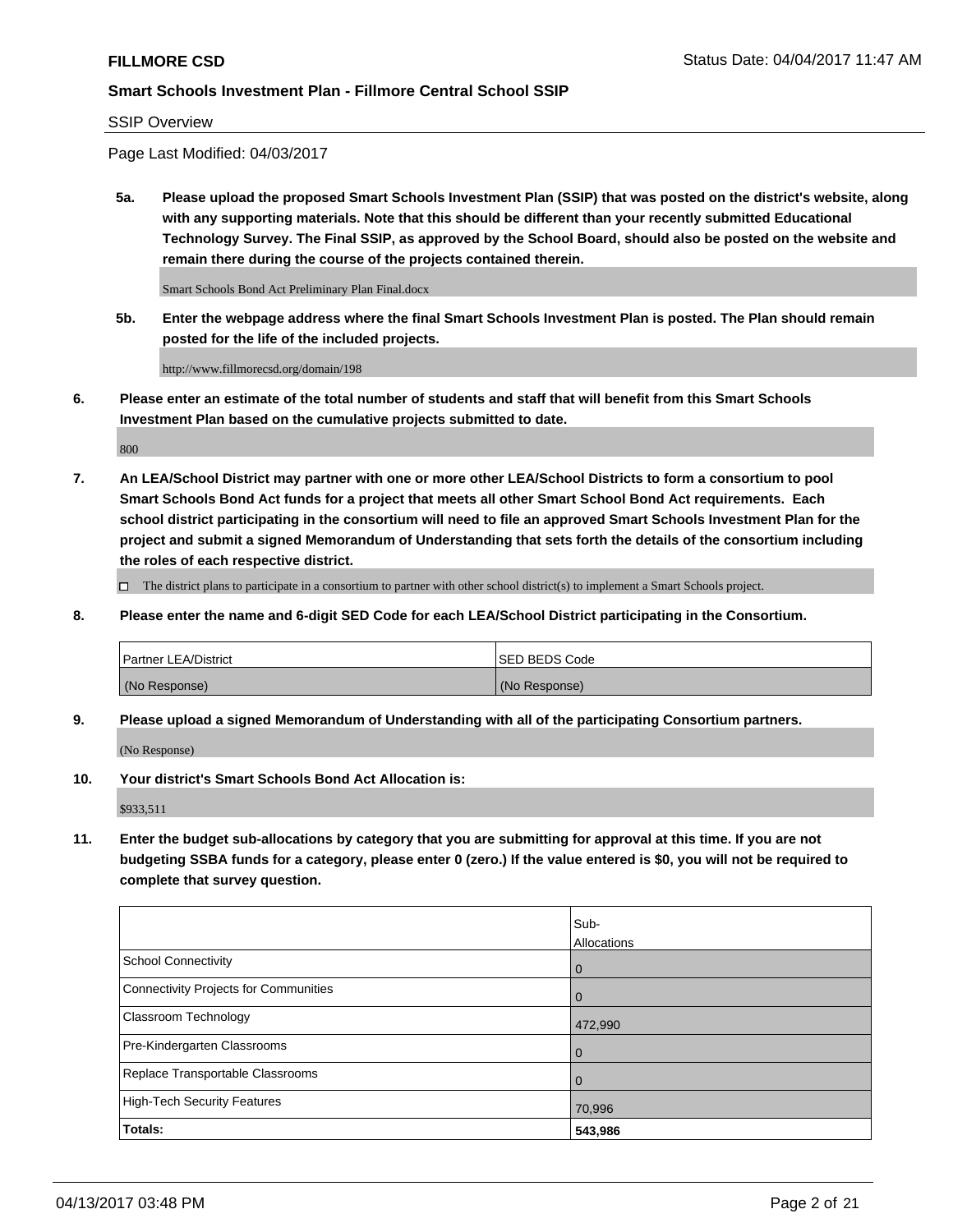**FILLMORE CSD**

Status Date: 04/04/2017 11:47 AM

**Smart Schools Investment Plan - Fillmore Central School SSIP**

SSIP Overview

Page Last Modified: 04/03/2017

**5a. Please upload the proposed Smart Schools Investment Plan (SSIP) that was posted on the district's website, along with any supporting materials. Note that this should be different than your recently submitted Educational Technology Survey. The Final SSIP, as approved by the School Board, should also be posted on the website and remain there during the course of the projects contained therein.**

Smart Schools Bond Act Preliminary Plan Final.docx

**5b. Enter the webpage address where the final Smart Schools Investment Plan is posted. The Plan should remain posted for the life of the included projects.**

http://www.fillmorecsd.org/domain/198

**6. Please enter an estimate of the total number of students and staff that will benefit from this Smart Schools Investment Plan based on the cumulative projects submitted to date.**

800

**7. An LEA/School District may partner with one or more other LEA/School Districts to form a consortium to pool Smart Schools Bond Act funds for a project that meets all other Smart School Bond Act requirements. Each school district participating in the consortium will need to file an approved Smart Schools Investment Plan for the project and submit a signed Memorandum of Understanding that sets forth the details of the consortium including the roles of each respective district.**

☐ The district plans to participate in a consortium to partner with other school district(s) to implement a Smart Schools project.

**8. Please enter the name and 6-digit SED Code for each LEA/School District participating in the Consortium.**

| Partner LEA/District | SED BEDS Code |
|---|---|
| (No Response) | (No Response) |

**9. Please upload a signed Memorandum of Understanding with all of the participating Consortium partners.**

(No Response)

**10. Your district's Smart Schools Bond Act Allocation is:**

$933,511

**11. Enter the budget sub-allocations by category that you are submitting for approval at this time. If you are not budgeting SSBA funds for a category, please enter 0 (zero.) If the value entered is $0, you will not be required to complete that survey question.**

| | Sub-Allocations |
|---|---|
| School Connectivity | 0 |
| Connectivity Projects for Communities | 0 |
| Classroom Technology | 472,990 |
| Pre-Kindergarten Classrooms | 0 |
| Replace Transportable Classrooms | 0 |
| High-Tech Security Features | 70,996 |
| **Totals:** | **543,986** |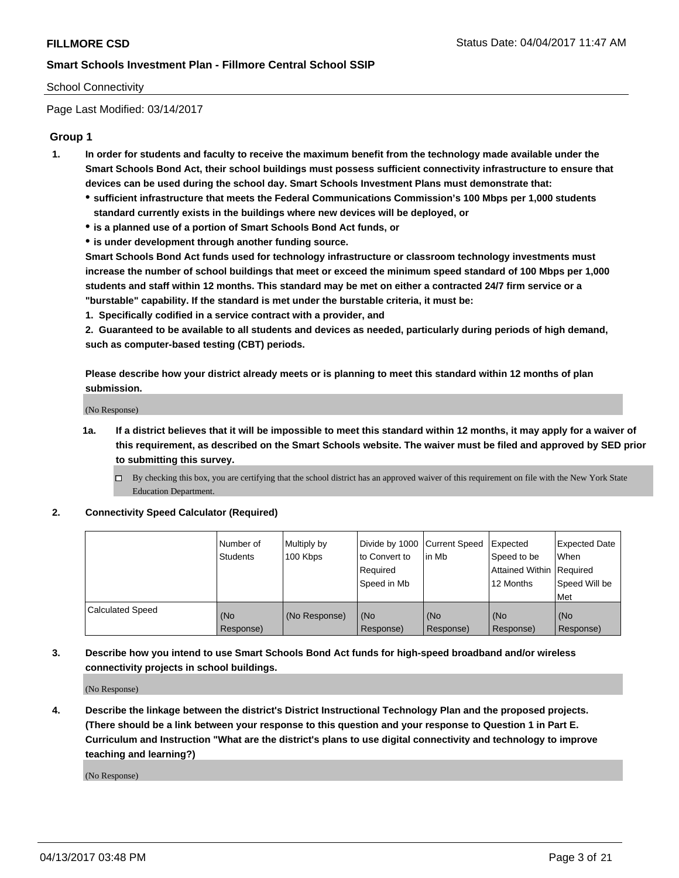**FILLMORE CSD**

**Smart Schools Investment Plan - Fillmore Central School SSIP**

School Connectivity

Page Last Modified: 03/14/2017

### Group 1

1. **In order for students and faculty to receive the maximum benefit from the technology made available under the Smart Schools Bond Act, their school buildings must possess sufficient connectivity infrastructure to ensure that devices can be used during the school day. Smart Schools Investment Plans must demonstrate that:**
   - **sufficient infrastructure that meets the Federal Communications Commission's 100 Mbps per 1,000 students standard currently exists in the buildings where new devices will be deployed, or**
   - **is a planned use of a portion of Smart Schools Bond Act funds, or**
   - **is under development through another funding source.**

   **Smart Schools Bond Act funds used for technology infrastructure or classroom technology investments must increase the number of school buildings that meet or exceed the minimum speed standard of 100 Mbps per 1,000 students and staff within 12 months. This standard may be met on either a contracted 24/7 firm service or a "burstable" capability. If the standard is met under the burstable criteria, it must be:**

   **1. Specifically codified in a service contract with a provider, and**

   **2. Guaranteed to be available to all students and devices as needed, particularly during periods of high demand, such as computer-based testing (CBT) periods.**

   **Please describe how your district already meets or is planning to meet this standard within 12 months of plan submission.**

   (No Response)

   1a. **If a district believes that it will be impossible to meet this standard within 12 months, it may apply for a waiver of this requirement, as described on the Smart Schools website. The waiver must be filed and approved by SED prior to submitting this survey.**

   ☐ By checking this box, you are certifying that the school district has an approved waiver of this requirement on file with the New York State Education Department.

2. **Connectivity Speed Calculator (Required)**

| | Number of Students | Multiply by 100 Kbps | Divide by 1000 to Convert to Required Speed in Mb | Current Speed in Mb | Expected Speed to be Attained Within 12 Months | Expected Date When Required Speed Will be Met |
|---|---|---|---|---|---|---|
| Calculated Speed | (No Response) | (No Response) | (No Response) | (No Response) | (No Response) | (No Response) |

3. **Describe how you intend to use Smart Schools Bond Act funds for high-speed broadband and/or wireless connectivity projects in school buildings.**

   (No Response)

4. **Describe the linkage between the district's District Instructional Technology Plan and the proposed projects. (There should be a link between your response to this question and your response to Question 1 in Part E. Curriculum and Instruction "What are the district's plans to use digital connectivity and technology to improve teaching and learning?)**

   (No Response)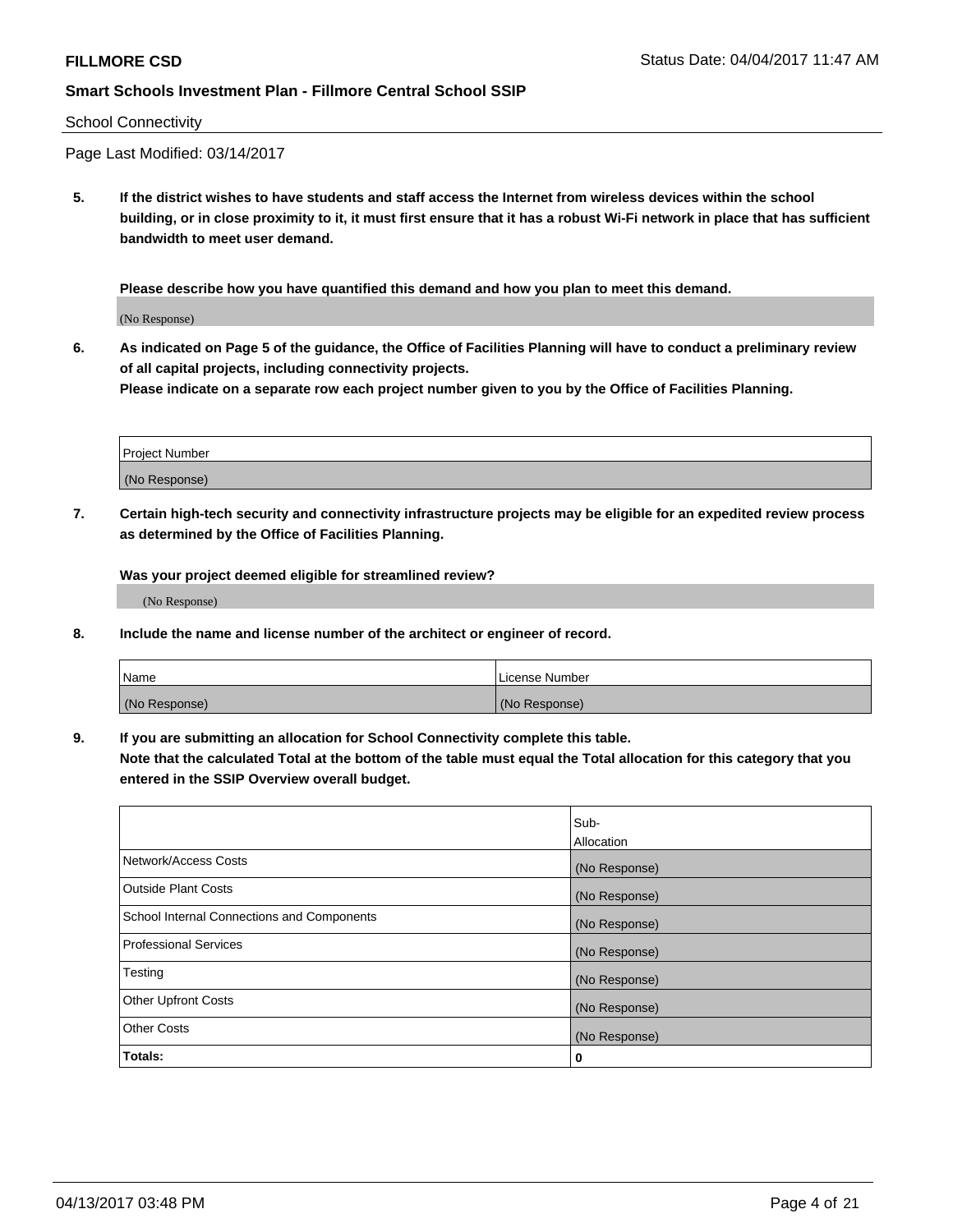School Connectivity

Page Last Modified: 03/14/2017

**5. If the district wishes to have students and staff access the Internet from wireless devices within the school building, or in close proximity to it, it must first ensure that it has a robust Wi-Fi network in place that has sufficient bandwidth to meet user demand.**

**Please describe how you have quantified this demand and how you plan to meet this demand.**

(No Response)

**6. As indicated on Page 5 of the guidance, the Office of Facilities Planning will have to conduct a preliminary review of all capital projects, including connectivity projects.**
**Please indicate on a separate row each project number given to you by the Office of Facilities Planning.**

| Project Number |
| --- |
| (No Response) |

**7. Certain high-tech security and connectivity infrastructure projects may be eligible for an expedited review process as determined by the Office of Facilities Planning.**

**Was your project deemed eligible for streamlined review?**

(No Response)

**8. Include the name and license number of the architect or engineer of record.**

| Name | License Number |
| --- | --- |
| (No Response) | (No Response) |

**9. If you are submitting an allocation for School Connectivity complete this table.**
**Note that the calculated Total at the bottom of the table must equal the Total allocation for this category that you entered in the SSIP Overview overall budget.**

| | Sub-Allocation |
| --- | --- |
| Network/Access Costs | (No Response) |
| Outside Plant Costs | (No Response) |
| School Internal Connections and Components | (No Response) |
| Professional Services | (No Response) |
| Testing | (No Response) |
| Other Upfront Costs | (No Response) |
| Other Costs | (No Response) |
| **Totals:** | **0** |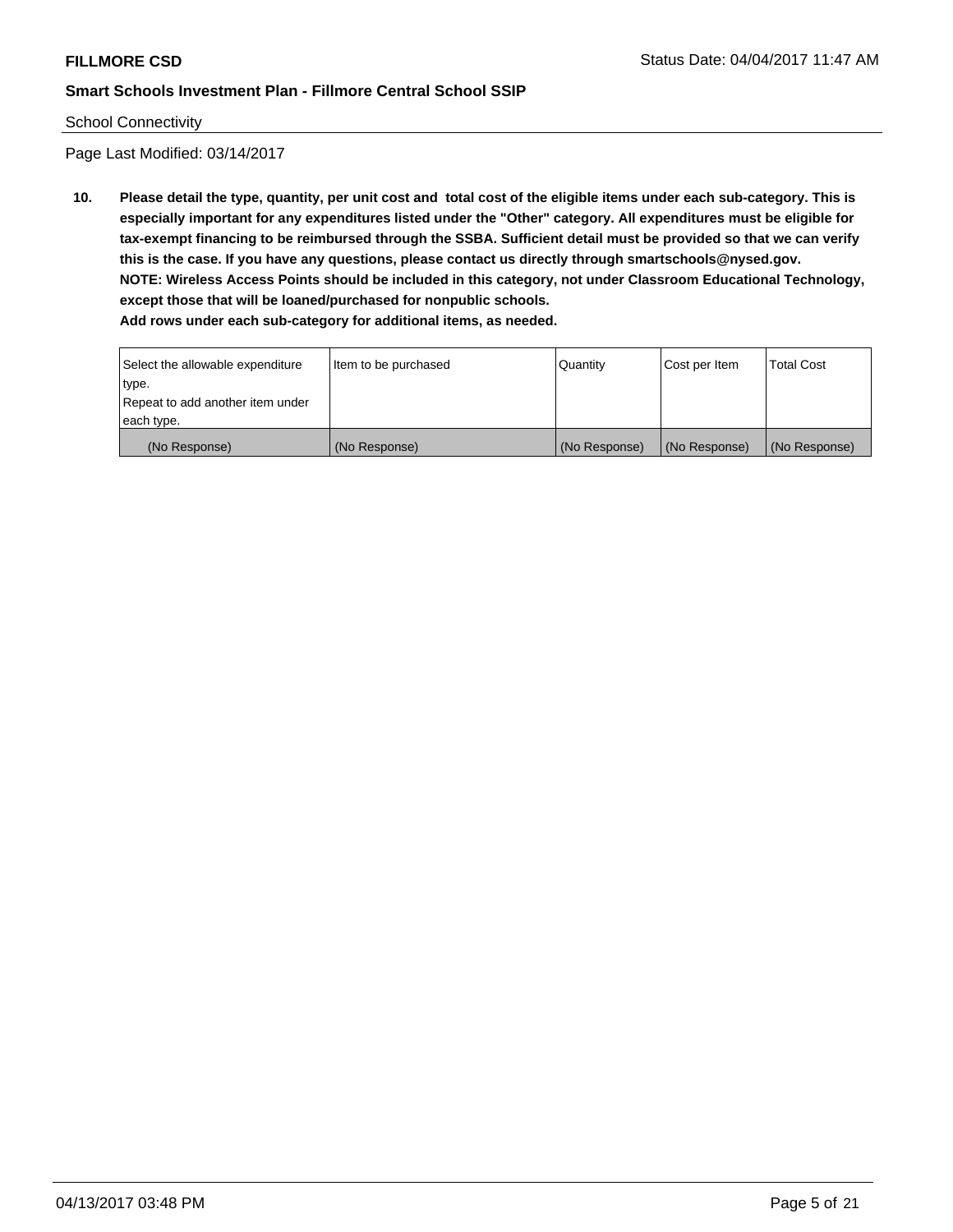School Connectivity

Page Last Modified: 03/14/2017

**10. Please detail the type, quantity, per unit cost and total cost of the eligible items under each sub-category. This is especially important for any expenditures listed under the "Other" category. All expenditures must be eligible for tax-exempt financing to be reimbursed through the SSBA. Sufficient detail must be provided so that we can verify this is the case. If you have any questions, please contact us directly through smartschools@nysed.gov.**
**NOTE: Wireless Access Points should be included in this category, not under Classroom Educational Technology, except those that will be loaned/purchased for nonpublic schools.**
**Add rows under each sub-category for additional items, as needed.**

| Select the allowable expenditure type. Repeat to add another item under each type. | Item to be purchased | Quantity | Cost per Item | Total Cost |
|---|---|---|---|---|
| (No Response) | (No Response) | (No Response) | (No Response) | (No Response) |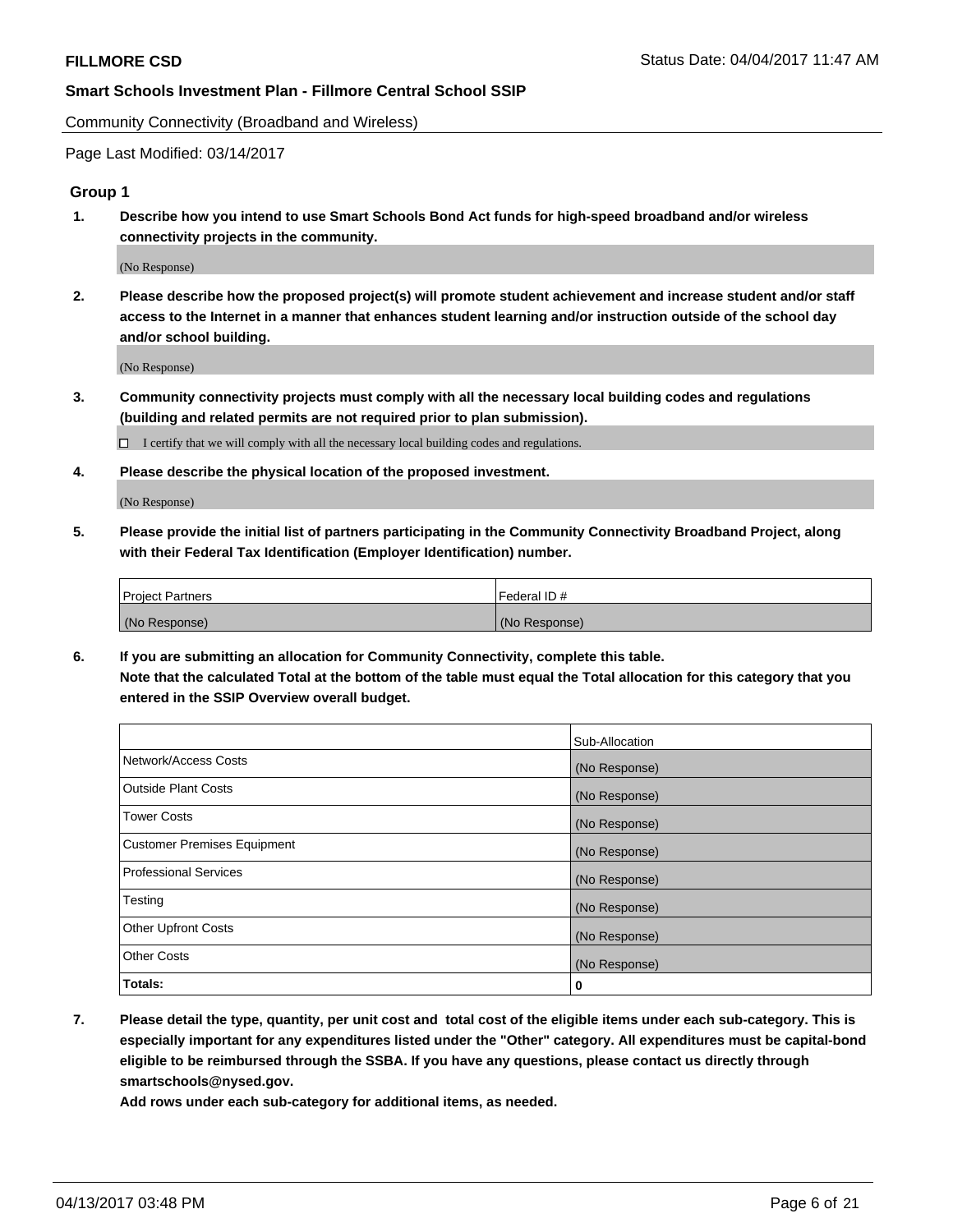**FILLMORE CSD** Status Date: 04/04/2017 11:47 AM

**Smart Schools Investment Plan - Fillmore Central School SSIP**

Community Connectivity (Broadband and Wireless)

Page Last Modified: 03/14/2017

### Group 1

**1. Describe how you intend to use Smart Schools Bond Act funds for high-speed broadband and/or wireless connectivity projects in the community.**

(No Response)

**2. Please describe how the proposed project(s) will promote student achievement and increase student and/or staff access to the Internet in a manner that enhances student learning and/or instruction outside of the school day and/or school building.**

(No Response)

**3. Community connectivity projects must comply with all the necessary local building codes and regulations (building and related permits are not required prior to plan submission).**

☐ I certify that we will comply with all the necessary local building codes and regulations.

**4. Please describe the physical location of the proposed investment.**

(No Response)

**5. Please provide the initial list of partners participating in the Community Connectivity Broadband Project, along with their Federal Tax Identification (Employer Identification) number.**

| Project Partners | Federal ID # |
|---|---|
| (No Response) | (No Response) |

**6. If you are submitting an allocation for Community Connectivity, complete this table. Note that the calculated Total at the bottom of the table must equal the Total allocation for this category that you entered in the SSIP Overview overall budget.**

| | Sub-Allocation |
|---|---|
| Network/Access Costs | (No Response) |
| Outside Plant Costs | (No Response) |
| Tower Costs | (No Response) |
| Customer Premises Equipment | (No Response) |
| Professional Services | (No Response) |
| Testing | (No Response) |
| Other Upfront Costs | (No Response) |
| Other Costs | (No Response) |
| **Totals:** | **0** |

**7. Please detail the type, quantity, per unit cost and total cost of the eligible items under each sub-category. This is especially important for any expenditures listed under the "Other" category. All expenditures must be capital-bond eligible to be reimbursed through the SSBA. If you have any questions, please contact us directly through smartschools@nysed.gov.**

**Add rows under each sub-category for additional items, as needed.**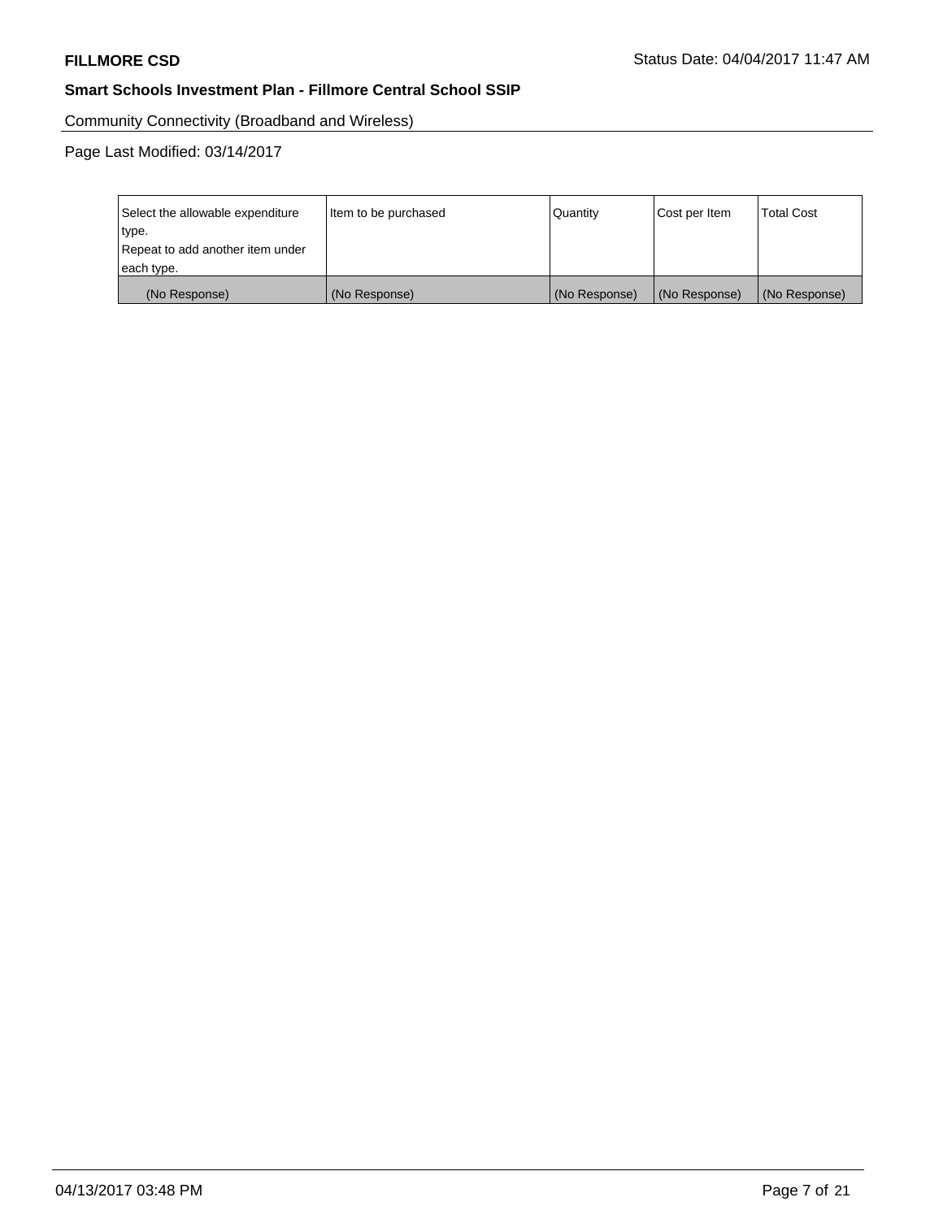Community Connectivity (Broadband and Wireless)

Page Last Modified: 03/14/2017

| Select the allowable expenditure type. Repeat to add another item under each type. | Item to be purchased | Quantity | Cost per Item | Total Cost |
|---|---|---|---|---|
| (No Response) | (No Response) | (No Response) | (No Response) | (No Response) |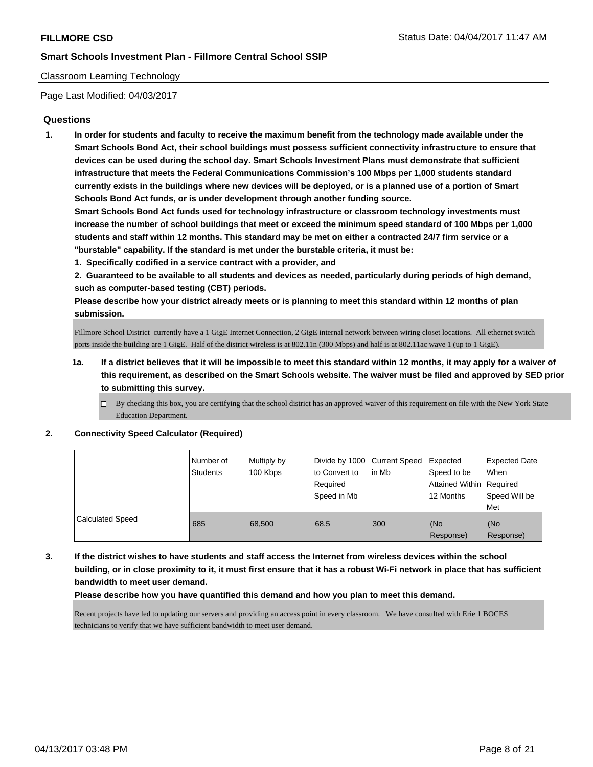Classroom Learning Technology

Page Last Modified: 04/03/2017

## Questions

1. **In order for students and faculty to receive the maximum benefit from the technology made available under the Smart Schools Bond Act, their school buildings must possess sufficient connectivity infrastructure to ensure that devices can be used during the school day. Smart Schools Investment Plans must demonstrate that sufficient infrastructure that meets the Federal Communications Commission's 100 Mbps per 1,000 students standard currently exists in the buildings where new devices will be deployed, or is a planned use of a portion of Smart Schools Bond Act funds, or is under development through another funding source.**
   **Smart Schools Bond Act funds used for technology infrastructure or classroom technology investments must increase the number of school buildings that meet or exceed the minimum speed standard of 100 Mbps per 1,000 students and staff within 12 months. This standard may be met on either a contracted 24/7 firm service or a "burstable" capability. If the standard is met under the burstable criteria, it must be:**
   **1. Specifically codified in a service contract with a provider, and**
   **2. Guaranteed to be available to all students and devices as needed, particularly during periods of high demand, such as computer-based testing (CBT) periods.**
   **Please describe how your district already meets or is planning to meet this standard within 12 months of plan submission.**

   Fillmore School District currently have a 1 GigE Internet Connection, 2 GigE internal network between wiring closet locations. All ethernet switch ports inside the building are 1 GigE. Half of the district wireless is at 802.11n (300 Mbps) and half is at 802.11ac wave 1 (up to 1 GigE).

   1a. **If a district believes that it will be impossible to meet this standard within 12 months, it may apply for a waiver of this requirement, as described on the Smart Schools website. The waiver must be filed and approved by SED prior to submitting this survey.**

   ☐ By checking this box, you are certifying that the school district has an approved waiver of this requirement on file with the New York State Education Department.

2. **Connectivity Speed Calculator (Required)**

| | Number of Students | Multiply by 100 Kbps | Divide by 1000 to Convert to Required Speed in Mb | Current Speed in Mb | Expected Speed to be Attained Within 12 Months | Expected Date When Required Speed Will be Met |
|---|---|---|---|---|---|---|
| Calculated Speed | 685 | 68,500 | 68.5 | 300 | (No Response) | (No Response) |

3. **If the district wishes to have students and staff access the Internet from wireless devices within the school building, or in close proximity to it, it must first ensure that it has a robust Wi-Fi network in place that has sufficient bandwidth to meet user demand.**
   **Please describe how you have quantified this demand and how you plan to meet this demand.**

   Recent projects have led to updating our servers and providing an access point in every classroom. We have consulted with Erie 1 BOCES technicians to verify that we have sufficient bandwidth to meet user demand.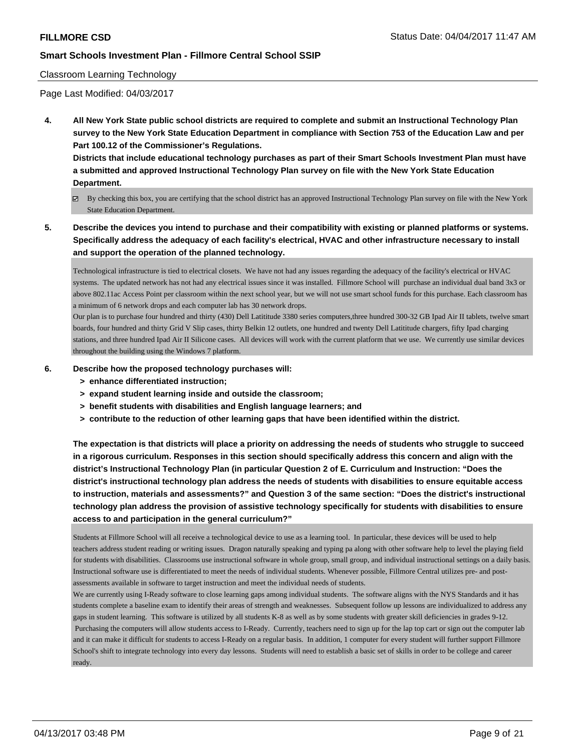Classroom Learning Technology

Page Last Modified: 04/03/2017

**4. All New York State public school districts are required to complete and submit an Instructional Technology Plan survey to the New York State Education Department in compliance with Section 753 of the Education Law and per Part 100.12 of the Commissioner's Regulations.**

**Districts that include educational technology purchases as part of their Smart Schools Investment Plan must have a submitted and approved Instructional Technology Plan survey on file with the New York State Education Department.**

☑ By checking this box, you are certifying that the school district has an approved Instructional Technology Plan survey on file with the New York State Education Department.

**5. Describe the devices you intend to purchase and their compatibility with existing or planned platforms or systems. Specifically address the adequacy of each facility's electrical, HVAC and other infrastructure necessary to install and support the operation of the planned technology.**

Technological infrastructure is tied to electrical closets. We have not had any issues regarding the adequacy of the facility's electrical or HVAC systems. The updated network has not had any electrical issues since it was installed. Fillmore School will purchase an individual dual band 3x3 or above 802.11ac Access Point per classroom within the next school year, but we will not use smart school funds for this purchase. Each classroom has a minimum of 6 network drops and each computer lab has 30 network drops.

Our plan is to purchase four hundred and thirty (430) Dell Latititude 3380 series computers,three hundred 300-32 GB Ipad Air II tablets, twelve smart boards, four hundred and thirty Grid V Slip cases, thirty Belkin 12 outlets, one hundred and twenty Dell Latititude chargers, fifty Ipad charging stations, and three hundred Ipad Air II Silicone cases. All devices will work with the current platform that we use. We currently use similar devices throughout the building using the Windows 7 platform.

**6. Describe how the proposed technology purchases will:**

- **> enhance differentiated instruction;**
- **> expand student learning inside and outside the classroom;**
- **> benefit students with disabilities and English language learners; and**
- **> contribute to the reduction of other learning gaps that have been identified within the district.**

**The expectation is that districts will place a priority on addressing the needs of students who struggle to succeed in a rigorous curriculum. Responses in this section should specifically address this concern and align with the district's Instructional Technology Plan (in particular Question 2 of E. Curriculum and Instruction: "Does the district's instructional technology plan address the needs of students with disabilities to ensure equitable access to instruction, materials and assessments?" and Question 3 of the same section: "Does the district's instructional technology plan address the provision of assistive technology specifically for students with disabilities to ensure access to and participation in the general curriculum?"**

Students at Fillmore School will all receive a technological device to use as a learning tool. In particular, these devices will be used to help teachers address student reading or writing issues. Dragon naturally speaking and typing pa along with other software help to level the playing field for students with disabilities. Classrooms use instructional software in whole group, small group, and individual instructional settings on a daily basis. Instructional software use is differentiated to meet the needs of individual students. Whenever possible, Fillmore Central utilizes pre- and post-assessments available in software to target instruction and meet the individual needs of students.

We are currently using I-Ready software to close learning gaps among individual students. The software aligns with the NYS Standards and it has students complete a baseline exam to identify their areas of strength and weaknesses. Subsequent follow up lessons are individualized to address any gaps in student learning. This software is utilized by all students K-8 as well as by some students with greater skill deficiencies in grades 9-12. Purchasing the computers will allow students access to I-Ready. Currently, teachers need to sign up for the lap top cart or sign out the computer lab and it can make it difficult for students to access I-Ready on a regular basis. In addition, 1 computer for every student will further support Fillmore School's shift to integrate technology into every day lessons. Students will need to establish a basic set of skills in order to be college and career ready.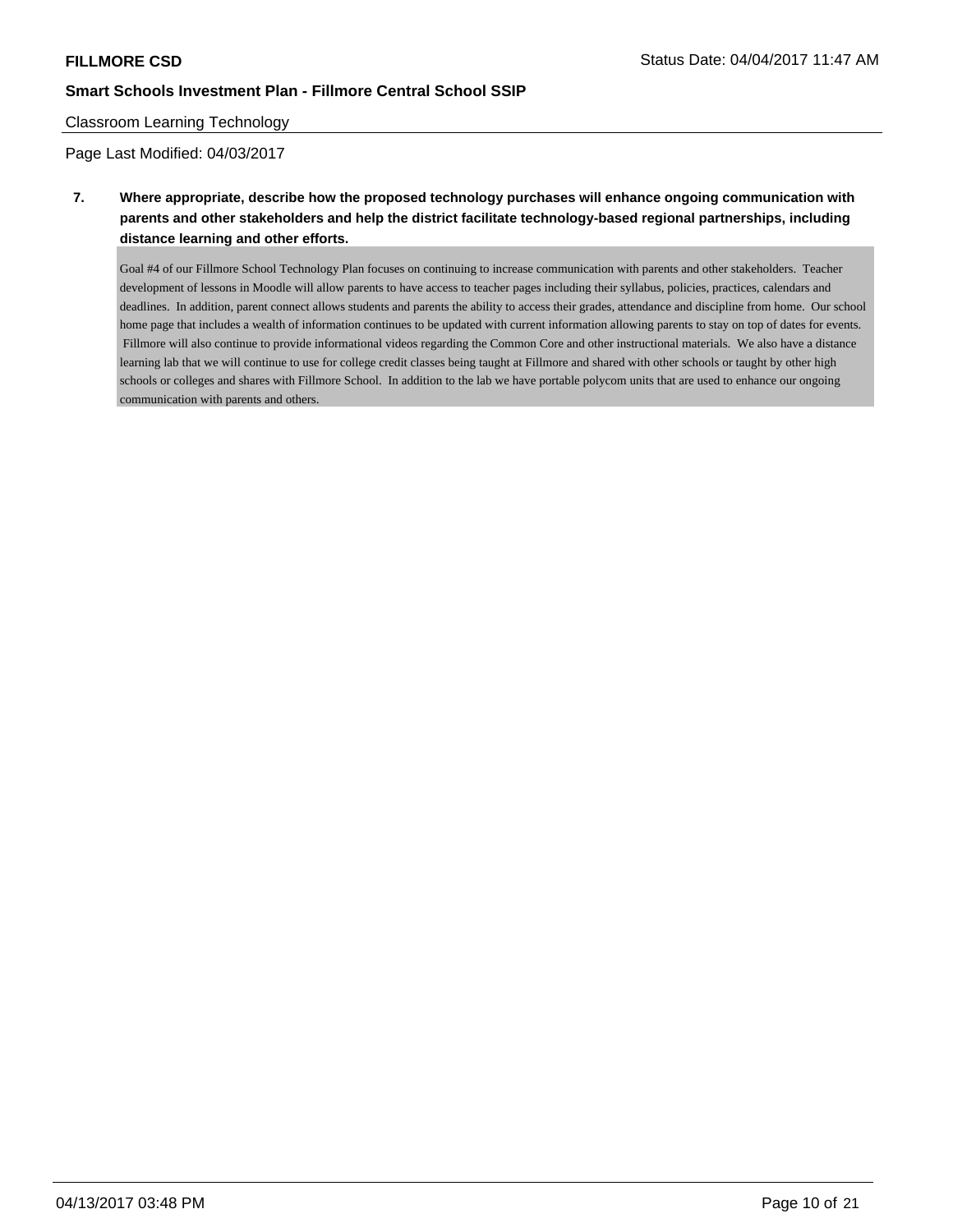Classroom Learning Technology

Page Last Modified: 04/03/2017

**7. Where appropriate, describe how the proposed technology purchases will enhance ongoing communication with parents and other stakeholders and help the district facilitate technology-based regional partnerships, including distance learning and other efforts.**

Goal #4 of our Fillmore School Technology Plan focuses on continuing to increase communication with parents and other stakeholders. Teacher development of lessons in Moodle will allow parents to have access to teacher pages including their syllabus, policies, practices, calendars and deadlines. In addition, parent connect allows students and parents the ability to access their grades, attendance and discipline from home. Our school home page that includes a wealth of information continues to be updated with current information allowing parents to stay on top of dates for events. Fillmore will also continue to provide informational videos regarding the Common Core and other instructional materials. We also have a distance learning lab that we will continue to use for college credit classes being taught at Fillmore and shared with other schools or taught by other high schools or colleges and shares with Fillmore School. In addition to the lab we have portable polycom units that are used to enhance our ongoing communication with parents and others.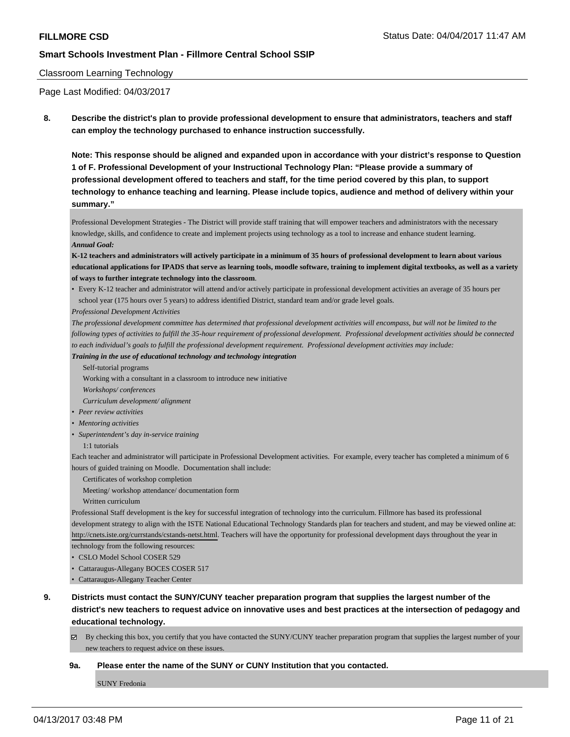Classroom Learning Technology

Page Last Modified: 04/03/2017

**8. Describe the district's plan to provide professional development to ensure that administrators, teachers and staff can employ the technology purchased to enhance instruction successfully.**

**Note: This response should be aligned and expanded upon in accordance with your district's response to Question 1 of F. Professional Development of your Instructional Technology Plan: "Please provide a summary of professional development offered to teachers and staff, for the time period covered by this plan, to support technology to enhance teaching and learning. Please include topics, audience and method of delivery within your summary."**

Professional Development Strategies - The District will provide staff training that will empower teachers and administrators with the necessary knowledge, skills, and confidence to create and implement projects using technology as a tool to increase and enhance student learning.

***Annual Goal:***

**K-12 teachers and administrators will actively participate in a minimum of 35 hours of professional development to learn about various educational applications for IPADS that serve as learning tools, moodle software, training to implement digital textbooks, as well as a variety of ways to further integrate technology into the classroom**.

- Every K-12 teacher and administrator will attend and/or actively participate in professional development activities an average of 35 hours per school year (175 hours over 5 years) to address identified District, standard team and/or grade level goals.

*Professional Development Activities*

*The professional development committee has determined that professional development activities will encompass, but will not be limited to the following types of activities to fulfill the 35-hour requirement of professional development. Professional development activities should be connected to each individual's goals to fulfill the professional development requirement. Professional development activities may include:*

***Training in the use of educational technology and technology integration***

- Self-tutorial programs
- Working with a consultant in a classroom to introduce new initiative
- *Workshops/ conferences*
- *Curriculum development/ alignment*
- *Peer review activities*
- *Mentoring activities*
- *Superintendent's day in-service training*
- 1:1 tutorials

Each teacher and administrator will participate in Professional Development activities. For example, every teacher has completed a minimum of 6 hours of guided training on Moodle. Documentation shall include:

- Certificates of workshop completion
- Meeting/ workshop attendance/ documentation form
- Written curriculum

Professional Staff development is the key for successful integration of technology into the curriculum. Fillmore has based its professional development strategy to align with the ISTE National Educational Technology Standards plan for teachers and student, and may be viewed online at: http://cnets.iste.org/currstands/cstands-netst.html. Teachers will have the opportunity for professional development days throughout the year in technology from the following resources:

- CSLO Model School COSER 529
- Cattaraugus-Allegany BOCES COSER 517
- Cattaraugus-Allegany Teacher Center

**9. Districts must contact the SUNY/CUNY teacher preparation program that supplies the largest number of the district's new teachers to request advice on innovative uses and best practices at the intersection of pedagogy and educational technology.**

☑ By checking this box, you certify that you have contacted the SUNY/CUNY teacher preparation program that supplies the largest number of your new teachers to request advice on these issues.

**9a. Please enter the name of the SUNY or CUNY Institution that you contacted.**

SUNY Fredonia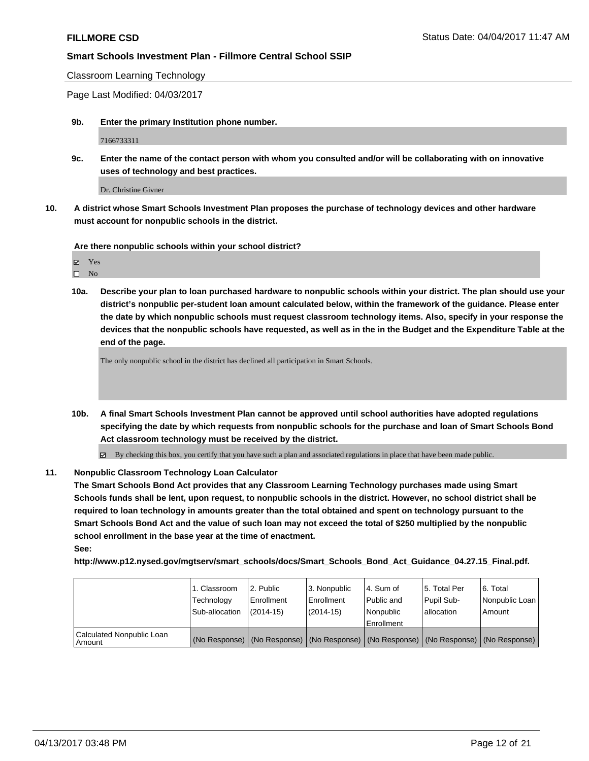Classroom Learning Technology

Page Last Modified: 04/03/2017

**9b. Enter the primary Institution phone number.**

7166733311

**9c. Enter the name of the contact person with whom you consulted and/or will be collaborating with on innovative uses of technology and best practices.**

Dr. Christine Givner

**10. A district whose Smart Schools Investment Plan proposes the purchase of technology devices and other hardware must account for nonpublic schools in the district.**

**Are there nonpublic schools within your school district?**

- ☑ Yes
- ☐ No

**10a. Describe your plan to loan purchased hardware to nonpublic schools within your district. The plan should use your district's nonpublic per-student loan amount calculated below, within the framework of the guidance. Please enter the date by which nonpublic schools must request classroom technology items. Also, specify in your response the devices that the nonpublic schools have requested, as well as in the in the Budget and the Expenditure Table at the end of the page.**

The only nonpublic school in the district has declined all participation in Smart Schools.

**10b. A final Smart Schools Investment Plan cannot be approved until school authorities have adopted regulations specifying the date by which requests from nonpublic schools for the purchase and loan of Smart Schools Bond Act classroom technology must be received by the district.**

☑ By checking this box, you certify that you have such a plan and associated regulations in place that have been made public.

**11. Nonpublic Classroom Technology Loan Calculator**

**The Smart Schools Bond Act provides that any Classroom Learning Technology purchases made using Smart Schools funds shall be lent, upon request, to nonpublic schools in the district. However, no school district shall be required to loan technology in amounts greater than the total obtained and spent on technology pursuant to the Smart Schools Bond Act and the value of such loan may not exceed the total of $250 multiplied by the nonpublic school enrollment in the base year at the time of enactment.**

**See:**

**http://www.p12.nysed.gov/mgtserv/smart_schools/docs/Smart_Schools_Bond_Act_Guidance_04.27.15_Final.pdf.**

| | 1. Classroom Technology Sub-allocation | 2. Public Enrollment (2014-15) | 3. Nonpublic Enrollment (2014-15) | 4. Sum of Public and Nonpublic Enrollment | 5. Total Per Pupil Sub-allocation | 6. Total Nonpublic Loan Amount |
|---|---|---|---|---|---|---|
| Calculated Nonpublic Loan Amount | (No Response) | (No Response) | (No Response) | (No Response) | (No Response) | (No Response) |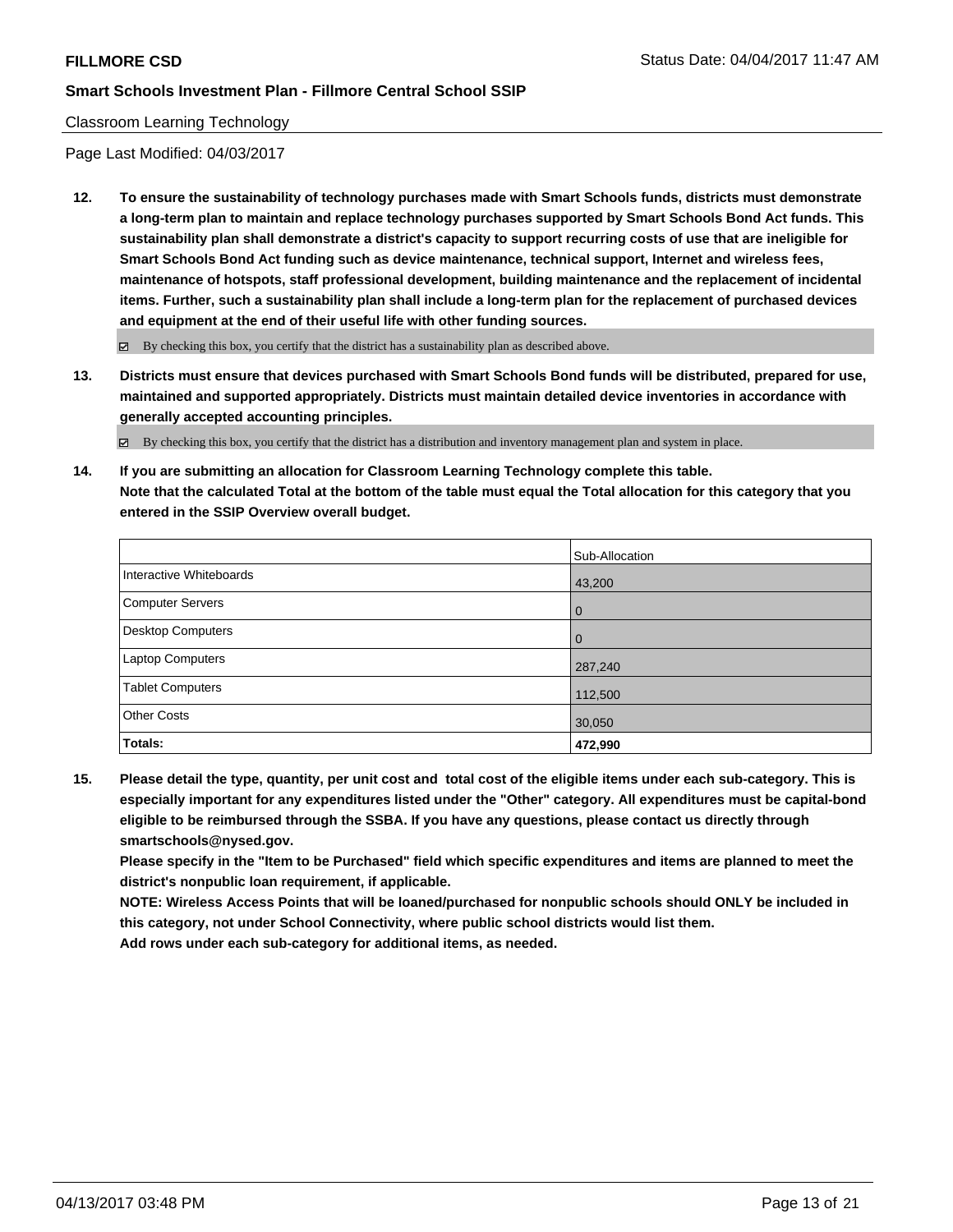Classroom Learning Technology

Page Last Modified: 04/03/2017

**12. To ensure the sustainability of technology purchases made with Smart Schools funds, districts must demonstrate a long-term plan to maintain and replace technology purchases supported by Smart Schools Bond Act funds. This sustainability plan shall demonstrate a district's capacity to support recurring costs of use that are ineligible for Smart Schools Bond Act funding such as device maintenance, technical support, Internet and wireless fees, maintenance of hotspots, staff professional development, building maintenance and the replacement of incidental items. Further, such a sustainability plan shall include a long-term plan for the replacement of purchased devices and equipment at the end of their useful life with other funding sources.**

☑ By checking this box, you certify that the district has a sustainability plan as described above.

**13. Districts must ensure that devices purchased with Smart Schools Bond funds will be distributed, prepared for use, maintained and supported appropriately. Districts must maintain detailed device inventories in accordance with generally accepted accounting principles.**

☑ By checking this box, you certify that the district has a distribution and inventory management plan and system in place.

**14. If you are submitting an allocation for Classroom Learning Technology complete this table.**
**Note that the calculated Total at the bottom of the table must equal the Total allocation for this category that you entered in the SSIP Overview overall budget.**

| | Sub-Allocation |
|---|---|
| Interactive Whiteboards | 43,200 |
| Computer Servers | 0 |
| Desktop Computers | 0 |
| Laptop Computers | 287,240 |
| Tablet Computers | 112,500 |
| Other Costs | 30,050 |
| **Totals:** | **472,990** |

**15. Please detail the type, quantity, per unit cost and total cost of the eligible items under each sub-category. This is especially important for any expenditures listed under the "Other" category. All expenditures must be capital-bond eligible to be reimbursed through the SSBA. If you have any questions, please contact us directly through smartschools@nysed.gov.**
**Please specify in the "Item to be Purchased" field which specific expenditures and items are planned to meet the district's nonpublic loan requirement, if applicable.**
**NOTE: Wireless Access Points that will be loaned/purchased for nonpublic schools should ONLY be included in this category, not under School Connectivity, where public school districts would list them.**
**Add rows under each sub-category for additional items, as needed.**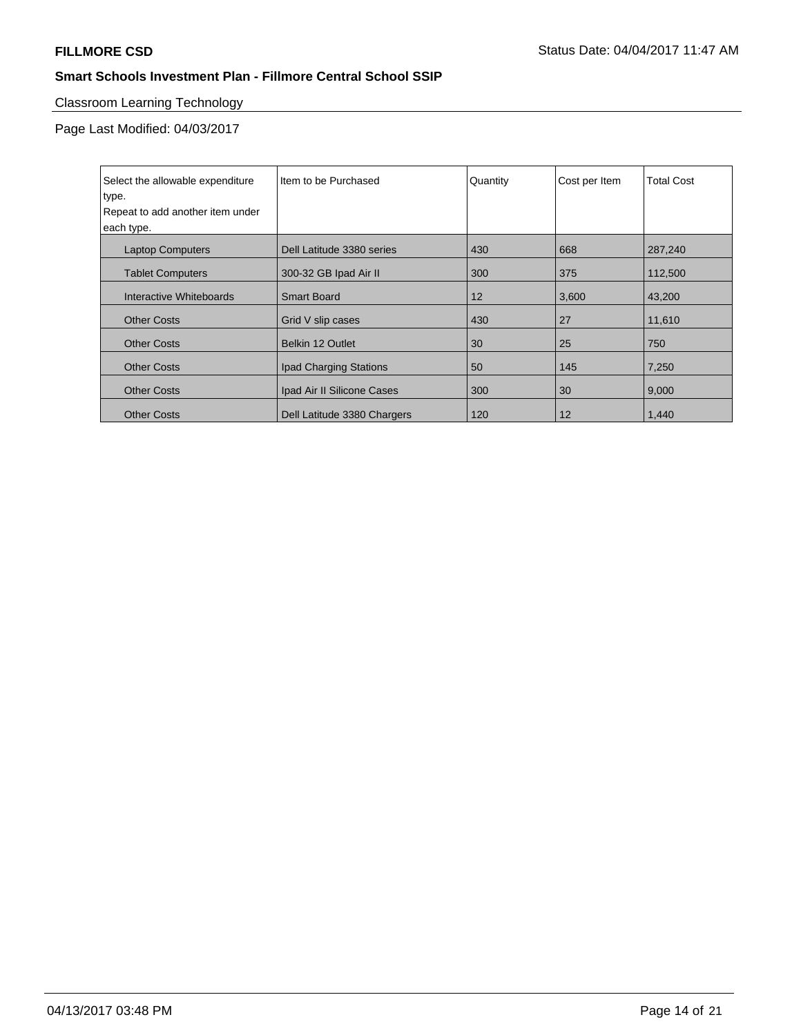## Classroom Learning Technology

Page Last Modified: 04/03/2017

| Select the allowable expenditure type. Repeat to add another item under each type. | Item to be Purchased | Quantity | Cost per Item | Total Cost |
|---|---|---|---|---|
| Laptop Computers | Dell Latitude 3380 series | 430 | 668 | 287,240 |
| Tablet Computers | 300-32 GB Ipad Air II | 300 | 375 | 112,500 |
| Interactive Whiteboards | Smart Board | 12 | 3,600 | 43,200 |
| Other Costs | Grid V slip cases | 430 | 27 | 11,610 |
| Other Costs | Belkin 12 Outlet | 30 | 25 | 750 |
| Other Costs | Ipad Charging Stations | 50 | 145 | 7,250 |
| Other Costs | Ipad Air II Silicone Cases | 300 | 30 | 9,000 |
| Other Costs | Dell Latitude 3380 Chargers | 120 | 12 | 1,440 |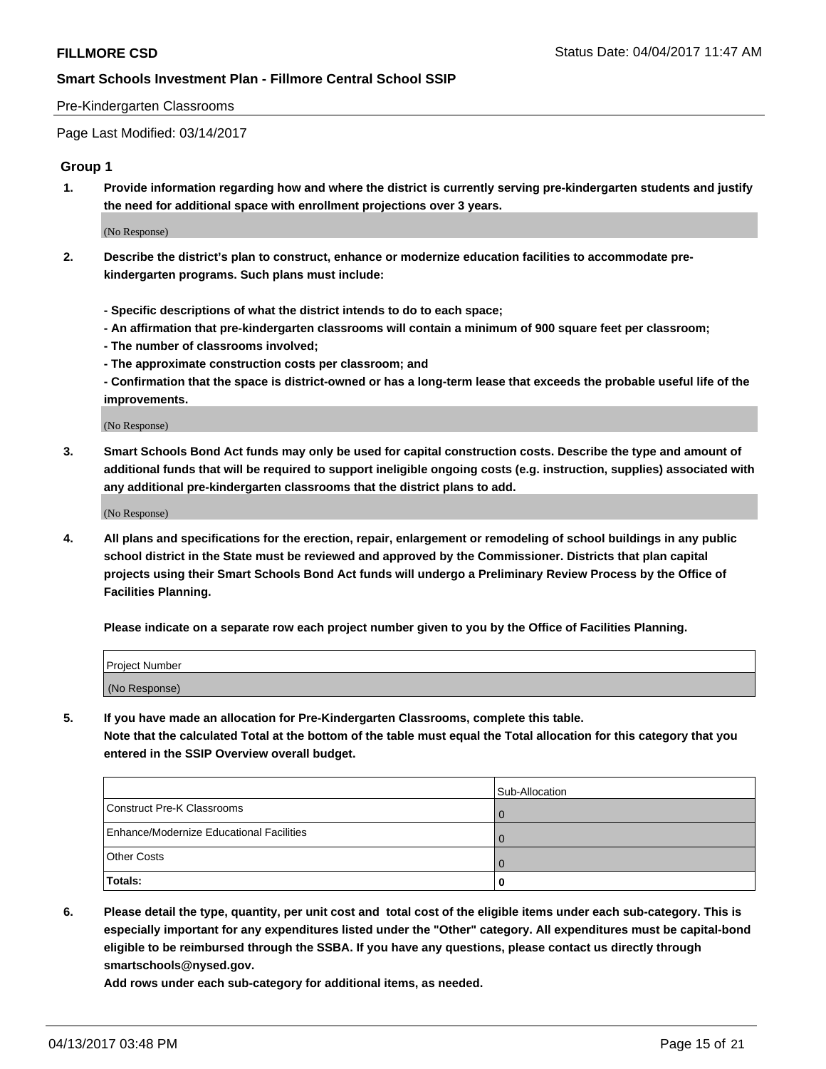Pre-Kindergarten Classrooms

Page Last Modified: 03/14/2017

## Group 1

1. **Provide information regarding how and where the district is currently serving pre-kindergarten students and justify the need for additional space with enrollment projections over 3 years.**

   (No Response)

2. **Describe the district's plan to construct, enhance or modernize education facilities to accommodate pre-kindergarten programs. Such plans must include:**

   **- Specific descriptions of what the district intends to do to each space;**
   **- An affirmation that pre-kindergarten classrooms will contain a minimum of 900 square feet per classroom;**
   **- The number of classrooms involved;**
   **- The approximate construction costs per classroom; and**
   **- Confirmation that the space is district-owned or has a long-term lease that exceeds the probable useful life of the improvements.**

   (No Response)

3. **Smart Schools Bond Act funds may only be used for capital construction costs. Describe the type and amount of additional funds that will be required to support ineligible ongoing costs (e.g. instruction, supplies) associated with any additional pre-kindergarten classrooms that the district plans to add.**

   (No Response)

4. **All plans and specifications for the erection, repair, enlargement or remodeling of school buildings in any public school district in the State must be reviewed and approved by the Commissioner. Districts that plan capital projects using their Smart Schools Bond Act funds will undergo a Preliminary Review Process by the Office of Facilities Planning.**

   **Please indicate on a separate row each project number given to you by the Office of Facilities Planning.**

| Project Number |
|---|
| (No Response) |

5. **If you have made an allocation for Pre-Kindergarten Classrooms, complete this table.**
   **Note that the calculated Total at the bottom of the table must equal the Total allocation for this category that you entered in the SSIP Overview overall budget.**

| | Sub-Allocation |
|---|---|
| Construct Pre-K Classrooms | 0 |
| Enhance/Modernize Educational Facilities | 0 |
| Other Costs | 0 |
| **Totals:** | **0** |

6. **Please detail the type, quantity, per unit cost and total cost of the eligible items under each sub-category. This is especially important for any expenditures listed under the "Other" category. All expenditures must be capital-bond eligible to be reimbursed through the SSBA. If you have any questions, please contact us directly through smartschools@nysed.gov.**

   **Add rows under each sub-category for additional items, as needed.**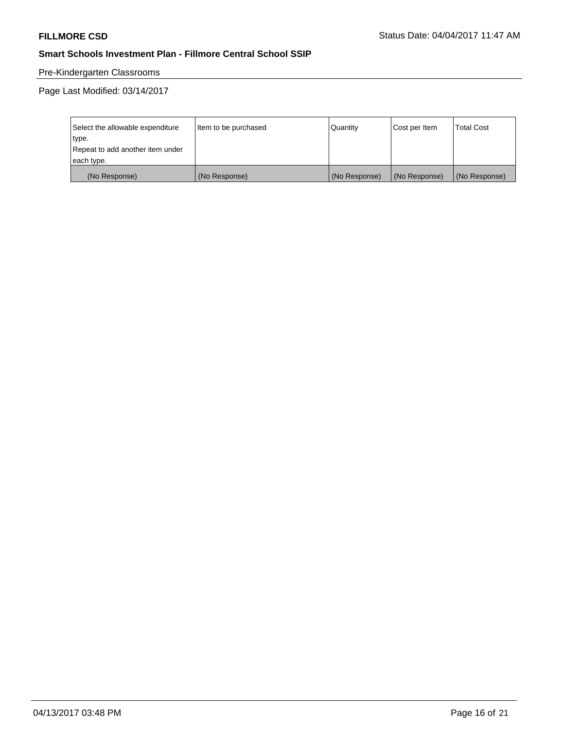Pre-Kindergarten Classrooms

Page Last Modified: 03/14/2017

| Select the allowable expenditure type.<br>Repeat to add another item under each type. | Item to be purchased | Quantity | Cost per Item | Total Cost |
|---|---|---|---|---|
| (No Response) | (No Response) | (No Response) | (No Response) | (No Response) |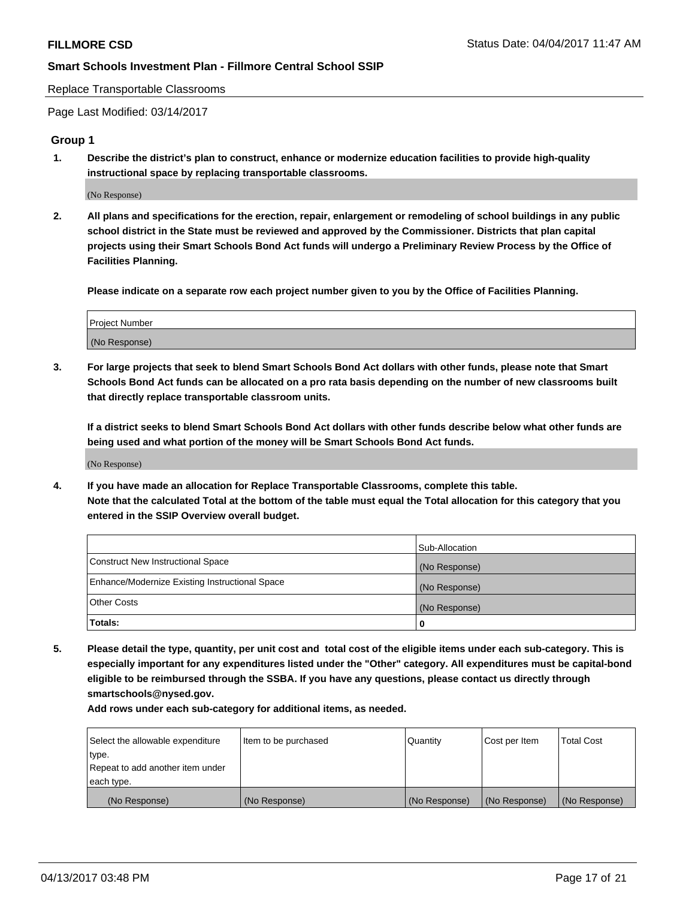Replace Transportable Classrooms

Page Last Modified: 03/14/2017

## Group 1

**1. Describe the district's plan to construct, enhance or modernize education facilities to provide high-quality instructional space by replacing transportable classrooms.**

(No Response)

**2. All plans and specifications for the erection, repair, enlargement or remodeling of school buildings in any public school district in the State must be reviewed and approved by the Commissioner. Districts that plan capital projects using their Smart Schools Bond Act funds will undergo a Preliminary Review Process by the Office of Facilities Planning.**

**Please indicate on a separate row each project number given to you by the Office of Facilities Planning.**

| Project Number |
|---|
| (No Response) |

**3. For large projects that seek to blend Smart Schools Bond Act dollars with other funds, please note that Smart Schools Bond Act funds can be allocated on a pro rata basis depending on the number of new classrooms built that directly replace transportable classroom units.**

**If a district seeks to blend Smart Schools Bond Act dollars with other funds describe below what other funds are being used and what portion of the money will be Smart Schools Bond Act funds.**

(No Response)

**4. If you have made an allocation for Replace Transportable Classrooms, complete this table. Note that the calculated Total at the bottom of the table must equal the Total allocation for this category that you entered in the SSIP Overview overall budget.**

| | Sub-Allocation |
|---|---|
| Construct New Instructional Space | (No Response) |
| Enhance/Modernize Existing Instructional Space | (No Response) |
| Other Costs | (No Response) |
| **Totals:** | **0** |

**5. Please detail the type, quantity, per unit cost and total cost of the eligible items under each sub-category. This is especially important for any expenditures listed under the "Other" category. All expenditures must be capital-bond eligible to be reimbursed through the SSBA. If you have any questions, please contact us directly through smartschools@nysed.gov.**

**Add rows under each sub-category for additional items, as needed.**

| Select the allowable expenditure type. Repeat to add another item under each type. | Item to be purchased | Quantity | Cost per Item | Total Cost |
|---|---|---|---|---|
| (No Response) | (No Response) | (No Response) | (No Response) | (No Response) |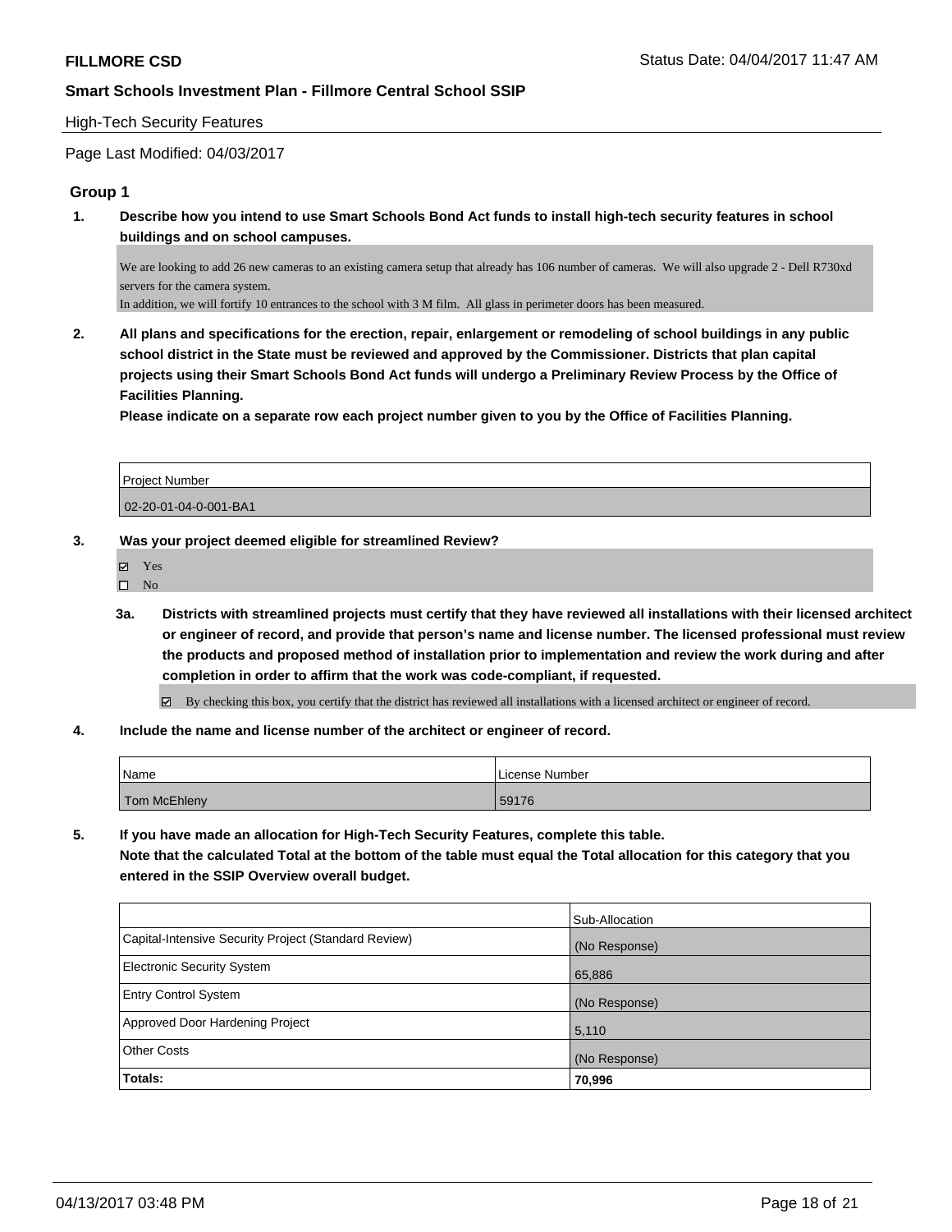**FILLMORE CSD** Status Date: 04/04/2017 11:47 AM

**Smart Schools Investment Plan - Fillmore Central School SSIP**

High-Tech Security Features

Page Last Modified: 04/03/2017

## Group 1

**1. Describe how you intend to use Smart Schools Bond Act funds to install high-tech security features in school buildings and on school campuses.**

We are looking to add 26 new cameras to an existing camera setup that already has 106 number of cameras. We will also upgrade 2 - Dell R730xd servers for the camera system.
In addition, we will fortify 10 entrances to the school with 3 M film. All glass in perimeter doors has been measured.

**2. All plans and specifications for the erection, repair, enlargement or remodeling of school buildings in any public school district in the State must be reviewed and approved by the Commissioner. Districts that plan capital projects using their Smart Schools Bond Act funds will undergo a Preliminary Review Process by the Office of Facilities Planning.**
**Please indicate on a separate row each project number given to you by the Office of Facilities Planning.**

| Project Number |
|---|
| 02-20-01-04-0-001-BA1 |

**3. Was your project deemed eligible for streamlined Review?**

☑ Yes
☐ No

**3a. Districts with streamlined projects must certify that they have reviewed all installations with their licensed architect or engineer of record, and provide that person's name and license number. The licensed professional must review the products and proposed method of installation prior to implementation and review the work during and after completion in order to affirm that the work was code-compliant, if requested.**

☑ By checking this box, you certify that the district has reviewed all installations with a licensed architect or engineer of record.

**4. Include the name and license number of the architect or engineer of record.**

| Name | License Number |
|---|---|
| Tom McEhleny | 59176 |

**5. If you have made an allocation for High-Tech Security Features, complete this table.**
**Note that the calculated Total at the bottom of the table must equal the Total allocation for this category that you entered in the SSIP Overview overall budget.**

| | Sub-Allocation |
|---|---|
| Capital-Intensive Security Project (Standard Review) | (No Response) |
| Electronic Security System | 65,886 |
| Entry Control System | (No Response) |
| Approved Door Hardening Project | 5,110 |
| Other Costs | (No Response) |
| **Totals:** | **70,996** |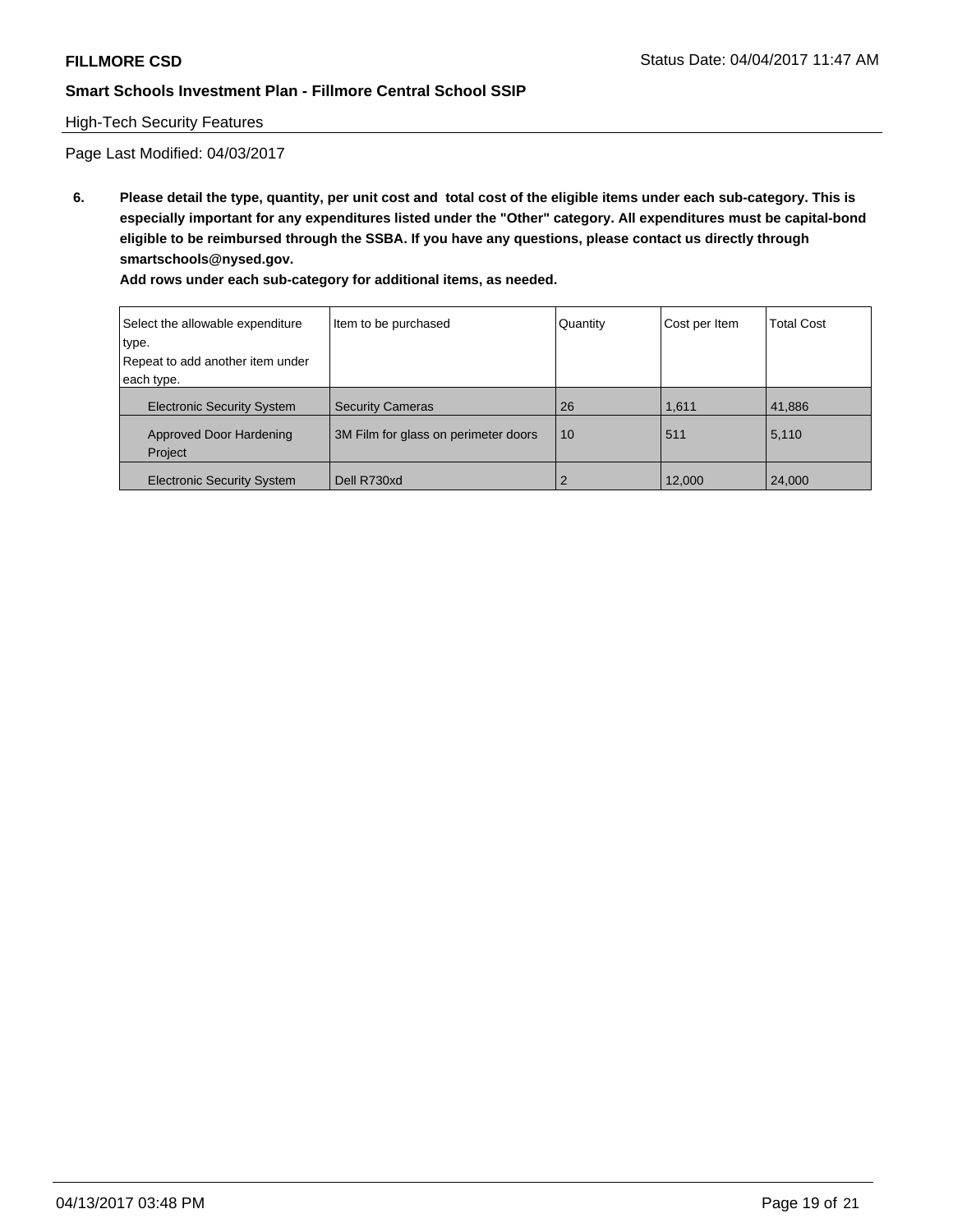**FILLMORE CSD** Status Date: 04/04/2017 11:47 AM

**Smart Schools Investment Plan - Fillmore Central School SSIP**

High-Tech Security Features

Page Last Modified: 04/03/2017

**6. Please detail the type, quantity, per unit cost and total cost of the eligible items under each sub-category. This is especially important for any expenditures listed under the "Other" category. All expenditures must be capital-bond eligible to be reimbursed through the SSBA. If you have any questions, please contact us directly through smartschools@nysed.gov.**

**Add rows under each sub-category for additional items, as needed.**

| Select the allowable expenditure type. Repeat to add another item under each type. | Item to be purchased | Quantity | Cost per Item | Total Cost |
|---|---|---|---|---|
| Electronic Security System | Security Cameras | 26 | 1,611 | 41,886 |
| Approved Door Hardening Project | 3M Film for glass on perimeter doors | 10 | 511 | 5,110 |
| Electronic Security System | Dell R730xd | 2 | 12,000 | 24,000 |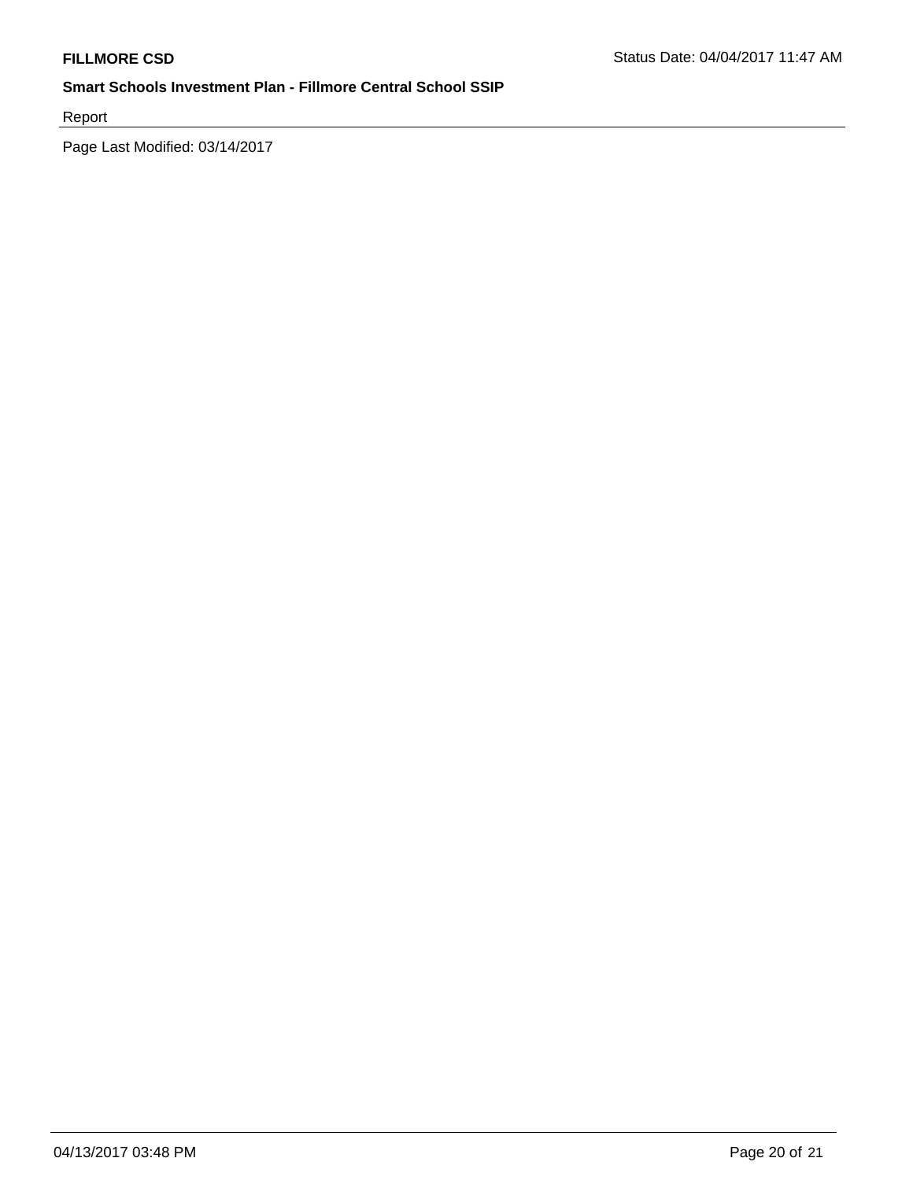Report

Page Last Modified: 03/14/2017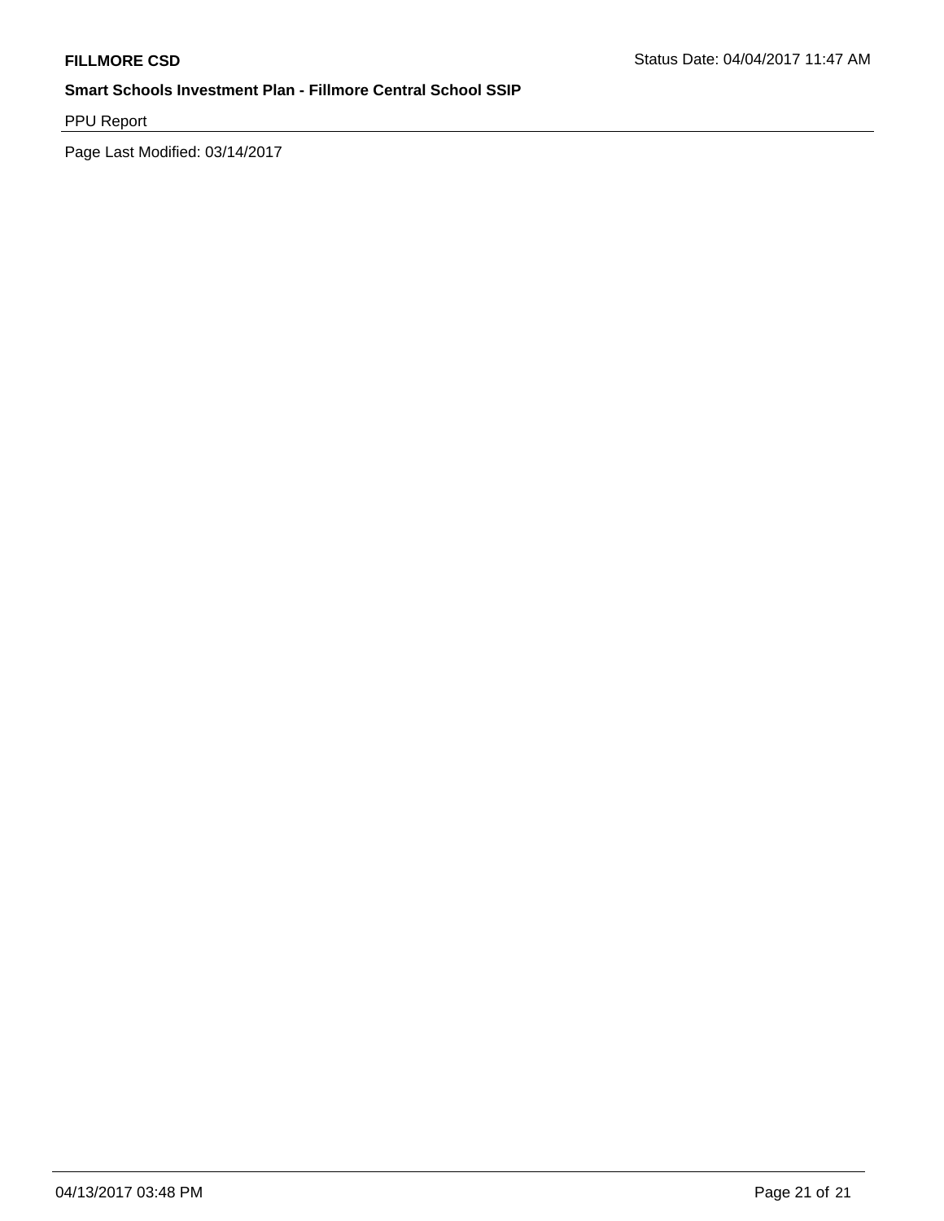Page Last Modified: 03/14/2017